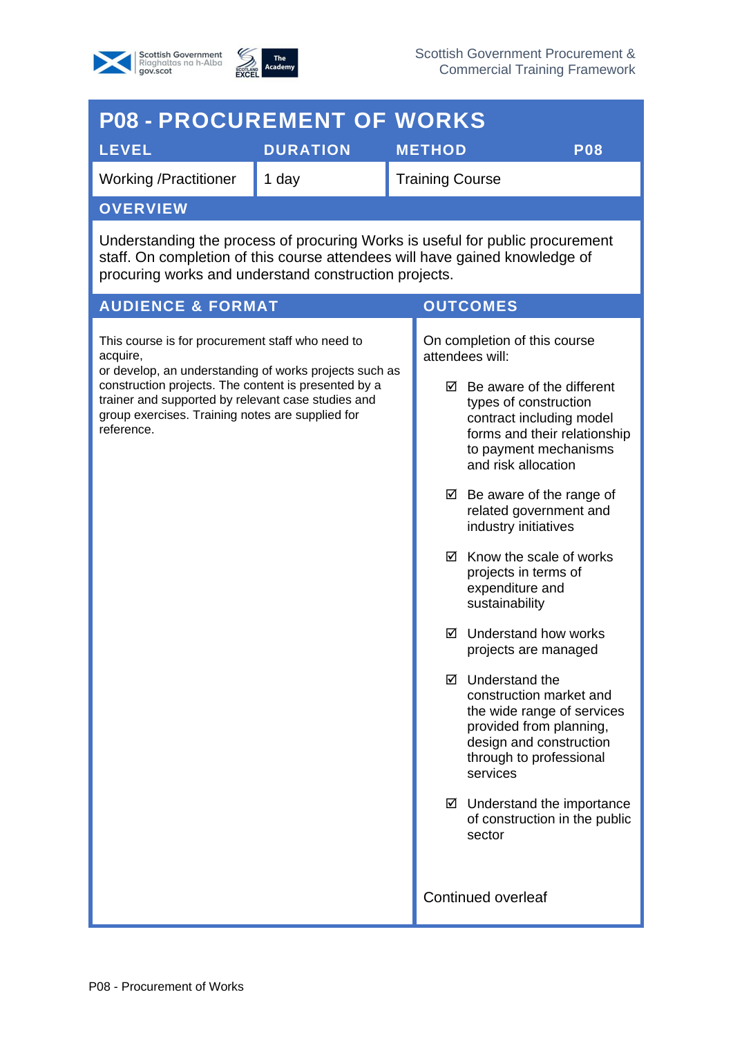# P08 - PROCUREMENT OF WORKS

| LEVEL | DURATION | METHOD | P08 |
| --- | --- | --- | --- |
| Working /Practitioner | 1 day | Training Course | |

## OVERVIEW

Understanding the process of procuring Works is useful for public procurement staff. On completion of this course attendees will have gained knowledge of procuring works and understand construction projects.

## AUDIENCE & FORMAT

This course is for procurement staff who need to acquire,
or develop, an understanding of works projects such as construction projects. The content is presented by a trainer and supported by relevant case studies and group exercises. Training notes are supplied for reference.

## OUTCOMES

On completion of this course attendees will:

- ☑ Be aware of the different types of construction contract including model forms and their relationship to payment mechanisms and risk allocation
- ☑ Be aware of the range of related government and industry initiatives
- ☑ Know the scale of works projects in terms of expenditure and sustainability
- ☑ Understand how works projects are managed
- ☑ Understand the construction market and the wide range of services provided from planning, design and construction through to professional services
- ☑ Understand the importance of construction in the public sector

Continued overleaf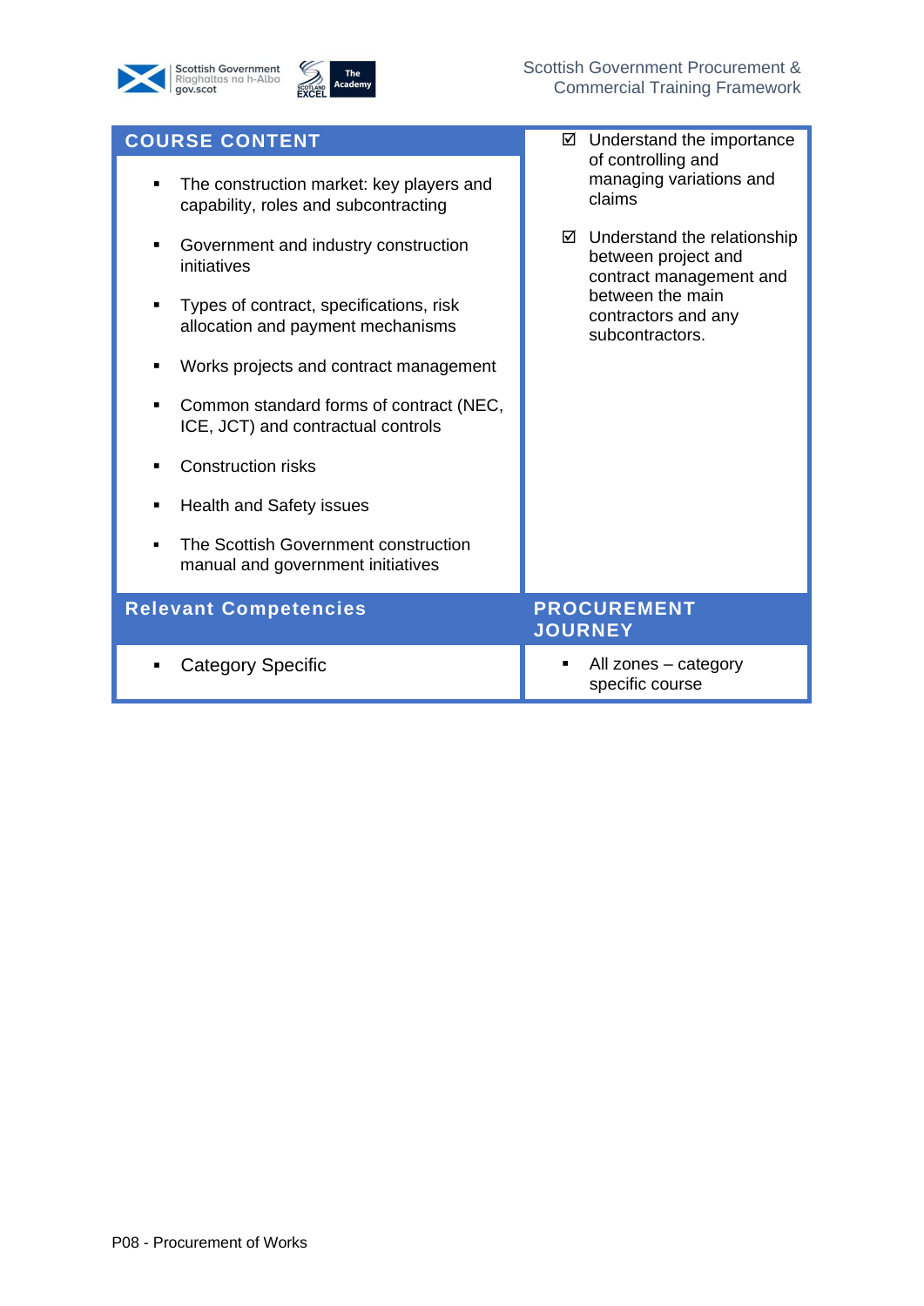## COURSE CONTENT

- The construction market: key players and capability, roles and subcontracting
- Government and industry construction initiatives
- Types of contract, specifications, risk allocation and payment mechanisms
- Works projects and contract management
- Common standard forms of contract (NEC, ICE, JCT) and contractual controls
- Construction risks
- Health and Safety issues
- The Scottish Government construction manual and government initiatives

☑ Understand the importance of controlling and managing variations and claims

☑ Understand the relationship between project and contract management and between the main contractors and any subcontractors.

## Relevant Competencies

- Category Specific

## PROCUREMENT JOURNEY

- All zones – category specific course